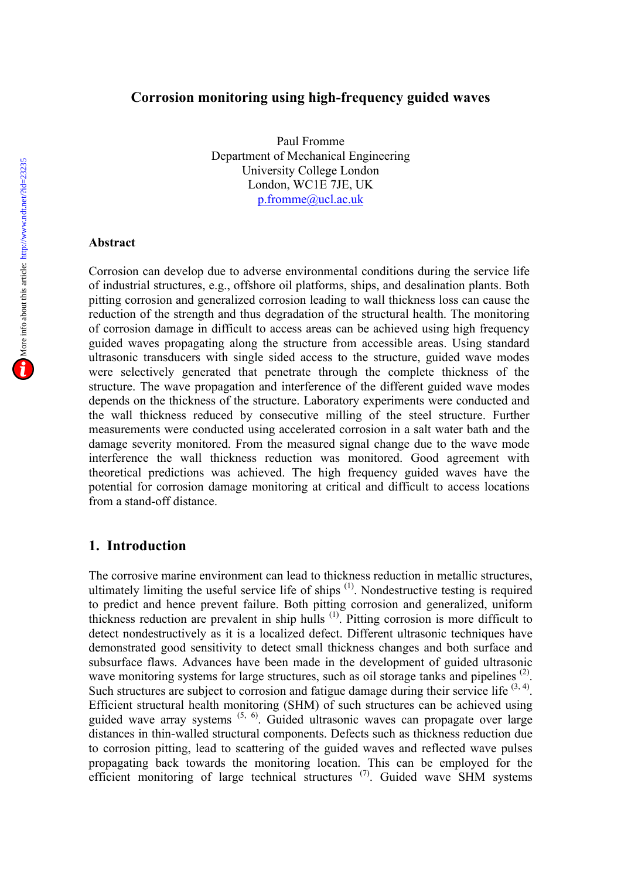# Corrosion monitoring using high-frequency guided waves

Paul Fromme
Department of Mechanical Engineering
University College London
London, WC1E 7JE, UK
p.fromme@ucl.ac.uk

## Abstract

Corrosion can develop due to adverse environmental conditions during the service life of industrial structures, e.g., offshore oil platforms, ships, and desalination plants. Both pitting corrosion and generalized corrosion leading to wall thickness loss can cause the reduction of the strength and thus degradation of the structural health. The monitoring of corrosion damage in difficult to access areas can be achieved using high frequency guided waves propagating along the structure from accessible areas. Using standard ultrasonic transducers with single sided access to the structure, guided wave modes were selectively generated that penetrate through the complete thickness of the structure. The wave propagation and interference of the different guided wave modes depends on the thickness of the structure. Laboratory experiments were conducted and the wall thickness reduced by consecutive milling of the steel structure. Further measurements were conducted using accelerated corrosion in a salt water bath and the damage severity monitored. From the measured signal change due to the wave mode interference the wall thickness reduction was monitored. Good agreement with theoretical predictions was achieved. The high frequency guided waves have the potential for corrosion damage monitoring at critical and difficult to access locations from a stand-off distance.

## 1. Introduction

The corrosive marine environment can lead to thickness reduction in metallic structures, ultimately limiting the useful service life of ships [1]. Nondestructive testing is required to predict and hence prevent failure. Both pitting corrosion and generalized, uniform thickness reduction are prevalent in ship hulls [1]. Pitting corrosion is more difficult to detect nondestructively as it is a localized defect. Different ultrasonic techniques have demonstrated good sensitivity to detect small thickness changes and both surface and subsurface flaws. Advances have been made in the development of guided ultrasonic wave monitoring systems for large structures, such as oil storage tanks and pipelines [2]. Such structures are subject to corrosion and fatigue damage during their service life [3, 4]. Efficient structural health monitoring (SHM) of such structures can be achieved using guided wave array systems [5, 6]. Guided ultrasonic waves can propagate over large distances in thin-walled structural components. Defects such as thickness reduction due to corrosion pitting, lead to scattering of the guided waves and reflected wave pulses propagating back towards the monitoring location. This can be employed for the efficient monitoring of large technical structures [7]. Guided wave SHM systems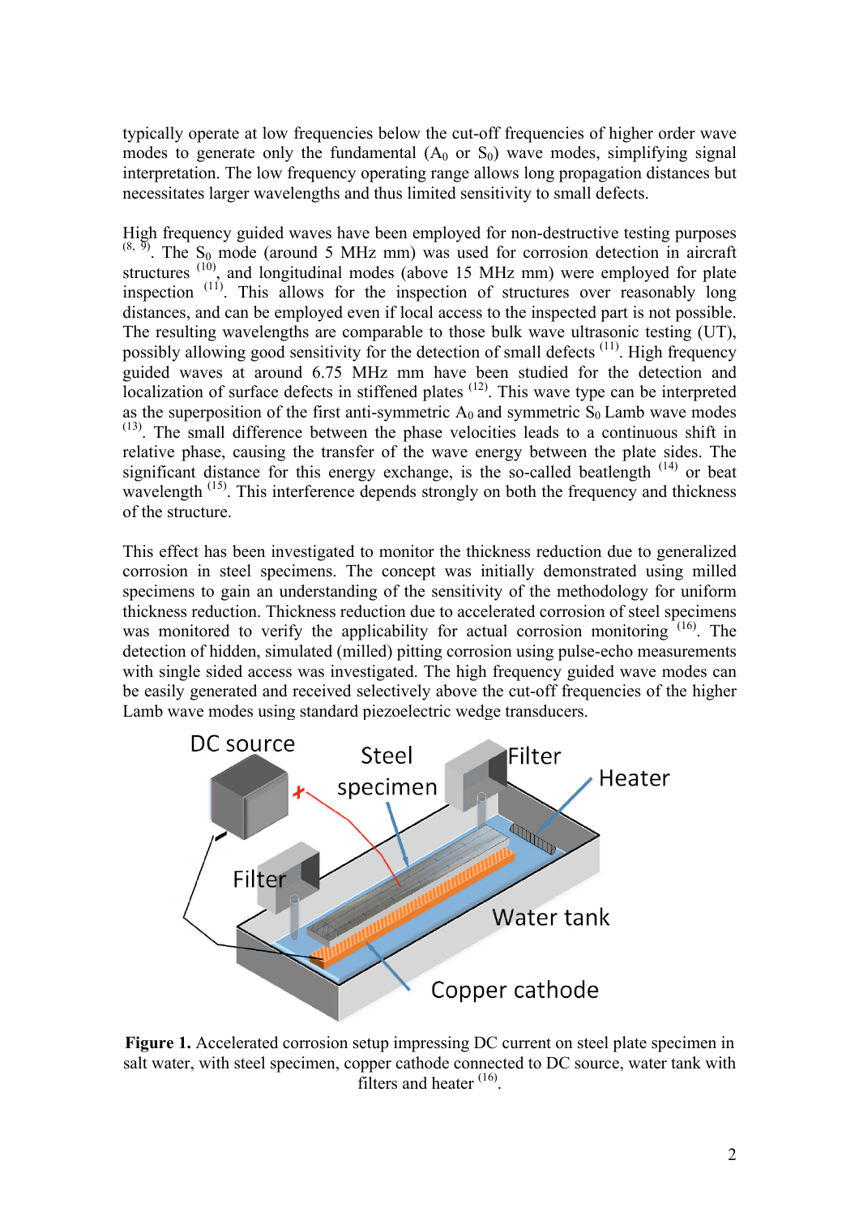typically operate at low frequencies below the cut-off frequencies of higher order wave modes to generate only the fundamental ($A_0$ or $S_0$) wave modes, simplifying signal interpretation. The low frequency operating range allows long propagation distances but necessitates larger wavelengths and thus limited sensitivity to small defects.

High frequency guided waves have been employed for non-destructive testing purposes [8, 9]. The $S_0$ mode (around 5 MHz mm) was used for corrosion detection in aircraft structures [10], and longitudinal modes (above 15 MHz mm) were employed for plate inspection [11]. This allows for the inspection of structures over reasonably long distances, and can be employed even if local access to the inspected part is not possible. The resulting wavelengths are comparable to those bulk wave ultrasonic testing (UT), possibly allowing good sensitivity for the detection of small defects [11]. High frequency guided waves at around 6.75 MHz mm have been studied for the detection and localization of surface defects in stiffened plates [12]. This wave type can be interpreted as the superposition of the first anti-symmetric $A_0$ and symmetric $S_0$ Lamb wave modes [13]. The small difference between the phase velocities leads to a continuous shift in relative phase, causing the transfer of the wave energy between the plate sides. The significant distance for this energy exchange, is the so-called beatlength [14] or beat wavelength [15]. This interference depends strongly on both the frequency and thickness of the structure.

This effect has been investigated to monitor the thickness reduction due to generalized corrosion in steel specimens. The concept was initially demonstrated using milled specimens to gain an understanding of the sensitivity of the methodology for uniform thickness reduction. Thickness reduction due to accelerated corrosion of steel specimens was monitored to verify the applicability for actual corrosion monitoring [16]. The detection of hidden, simulated (milled) pitting corrosion using pulse-echo measurements with single sided access was investigated. The high frequency guided wave modes can be easily generated and received selectively above the cut-off frequencies of the higher Lamb wave modes using standard piezoelectric wedge transducers.

**Figure 1.** Accelerated corrosion setup impressing DC current on steel plate specimen in salt water, with steel specimen, copper cathode connected to DC source, water tank with filters and heater [16].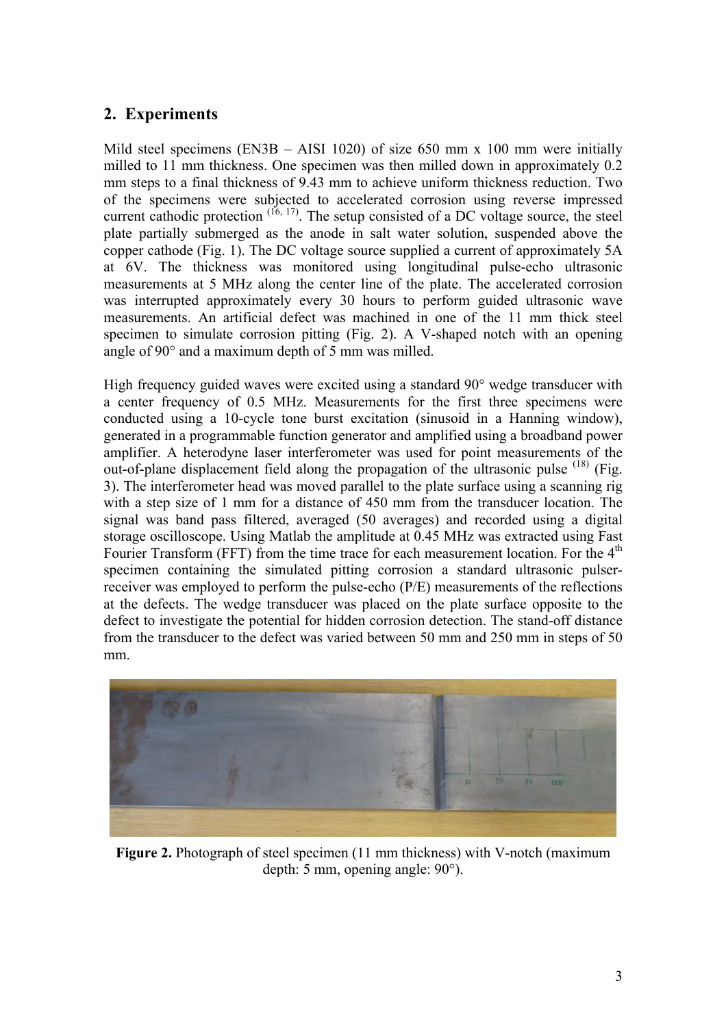## 2. Experiments

Mild steel specimens (EN3B – AISI 1020) of size 650 mm x 100 mm were initially milled to 11 mm thickness. One specimen was then milled down in approximately 0.2 mm steps to a final thickness of 9.43 mm to achieve uniform thickness reduction. Two of the specimens were subjected to accelerated corrosion using reverse impressed current cathodic protection [16, 17]. The setup consisted of a DC voltage source, the steel plate partially submerged as the anode in salt water solution, suspended above the copper cathode (Fig. 1). The DC voltage source supplied a current of approximately 5A at 6V. The thickness was monitored using longitudinal pulse-echo ultrasonic measurements at 5 MHz along the center line of the plate. The accelerated corrosion was interrupted approximately every 30 hours to perform guided ultrasonic wave measurements. An artificial defect was machined in one of the 11 mm thick steel specimen to simulate corrosion pitting (Fig. 2). A V-shaped notch with an opening angle of 90° and a maximum depth of 5 mm was milled.

High frequency guided waves were excited using a standard 90° wedge transducer with a center frequency of 0.5 MHz. Measurements for the first three specimens were conducted using a 10-cycle tone burst excitation (sinusoid in a Hanning window), generated in a programmable function generator and amplified using a broadband power amplifier. A heterodyne laser interferometer was used for point measurements of the out-of-plane displacement field along the propagation of the ultrasonic pulse [18] (Fig. 3). The interferometer head was moved parallel to the plate surface using a scanning rig with a step size of 1 mm for a distance of 450 mm from the transducer location. The signal was band pass filtered, averaged (50 averages) and recorded using a digital storage oscilloscope. Using Matlab the amplitude at 0.45 MHz was extracted using Fast Fourier Transform (FFT) from the time trace for each measurement location. For the 4th specimen containing the simulated pitting corrosion a standard ultrasonic pulser-receiver was employed to perform the pulse-echo (P/E) measurements of the reflections at the defects. The wedge transducer was placed on the plate surface opposite to the defect to investigate the potential for hidden corrosion detection. The stand-off distance from the transducer to the defect was varied between 50 mm and 250 mm in steps of 50 mm.

**Figure 2.** Photograph of steel specimen (11 mm thickness) with V-notch (maximum depth: 5 mm, opening angle: 90°).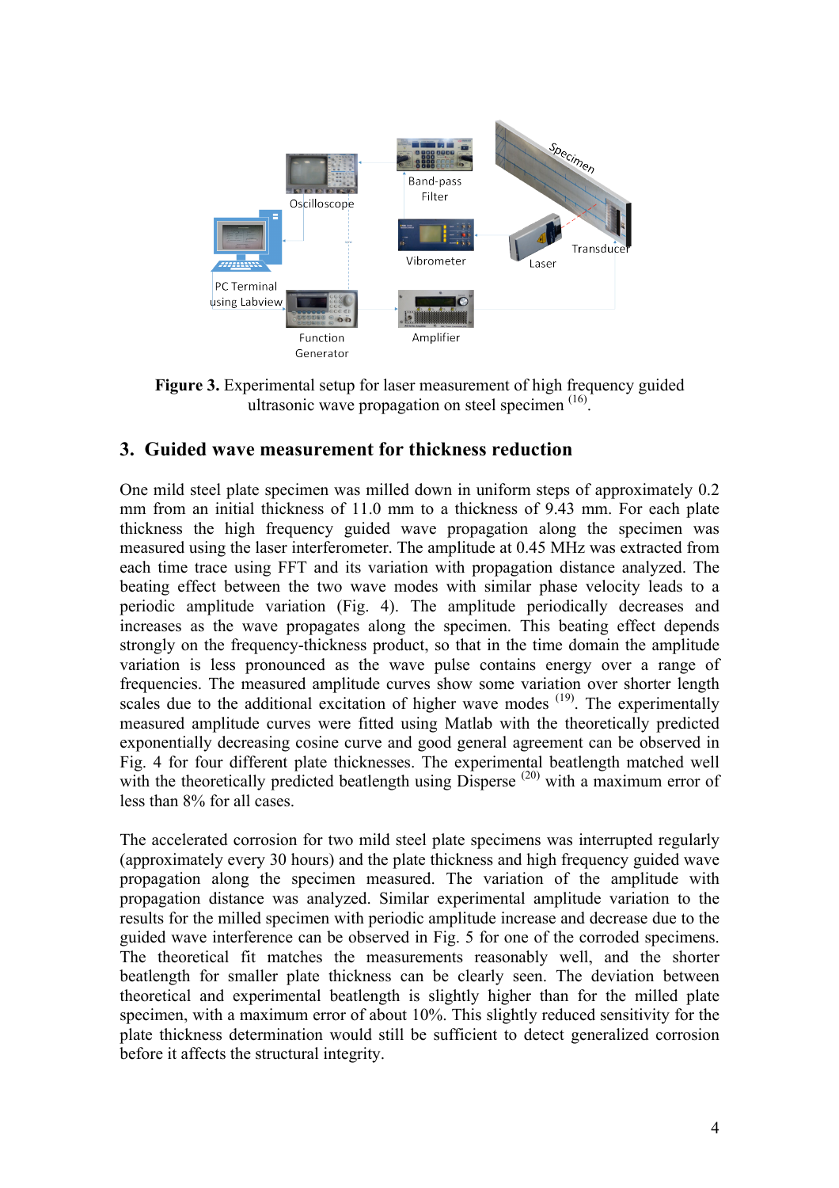**Figure 3.** Experimental setup for laser measurement of high frequency guided ultrasonic wave propagation on steel specimen [16].

## 3. Guided wave measurement for thickness reduction

One mild steel plate specimen was milled down in uniform steps of approximately 0.2 mm from an initial thickness of 11.0 mm to a thickness of 9.43 mm. For each plate thickness the high frequency guided wave propagation along the specimen was measured using the laser interferometer. The amplitude at 0.45 MHz was extracted from each time trace using FFT and its variation with propagation distance analyzed. The beating effect between the two wave modes with similar phase velocity leads to a periodic amplitude variation (Fig. 4). The amplitude periodically decreases and increases as the wave propagates along the specimen. This beating effect depends strongly on the frequency-thickness product, so that in the time domain the amplitude variation is less pronounced as the wave pulse contains energy over a range of frequencies. The measured amplitude curves show some variation over shorter length scales due to the additional excitation of higher wave modes [19]. The experimentally measured amplitude curves were fitted using Matlab with the theoretically predicted exponentially decreasing cosine curve and good general agreement can be observed in Fig. 4 for four different plate thicknesses. The experimental beatlength matched well with the theoretically predicted beatlength using Disperse [20] with a maximum error of less than 8% for all cases.

The accelerated corrosion for two mild steel plate specimens was interrupted regularly (approximately every 30 hours) and the plate thickness and high frequency guided wave propagation along the specimen measured. The variation of the amplitude with propagation distance was analyzed. Similar experimental amplitude variation to the results for the milled specimen with periodic amplitude increase and decrease due to the guided wave interference can be observed in Fig. 5 for one of the corroded specimens. The theoretical fit matches the measurements reasonably well, and the shorter beatlength for smaller plate thickness can be clearly seen. The deviation between theoretical and experimental beatlength is slightly higher than for the milled plate specimen, with a maximum error of about 10%. This slightly reduced sensitivity for the plate thickness determination would still be sufficient to detect generalized corrosion before it affects the structural integrity.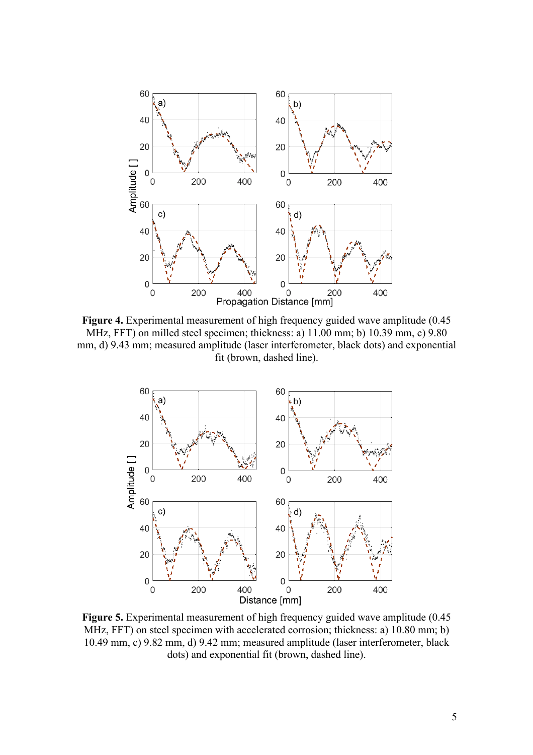**Figure 4.** Experimental measurement of high frequency guided wave amplitude (0.45 MHz, FFT) on milled steel specimen; thickness: a) 11.00 mm; b) 10.39 mm, c) 9.80 mm, d) 9.43 mm; measured amplitude (laser interferometer, black dots) and exponential fit (brown, dashed line).

**Figure 5.** Experimental measurement of high frequency guided wave amplitude (0.45 MHz, FFT) on steel specimen with accelerated corrosion; thickness: a) 10.80 mm; b) 10.49 mm, c) 9.82 mm, d) 9.42 mm; measured amplitude (laser interferometer, black dots) and exponential fit (brown, dashed line).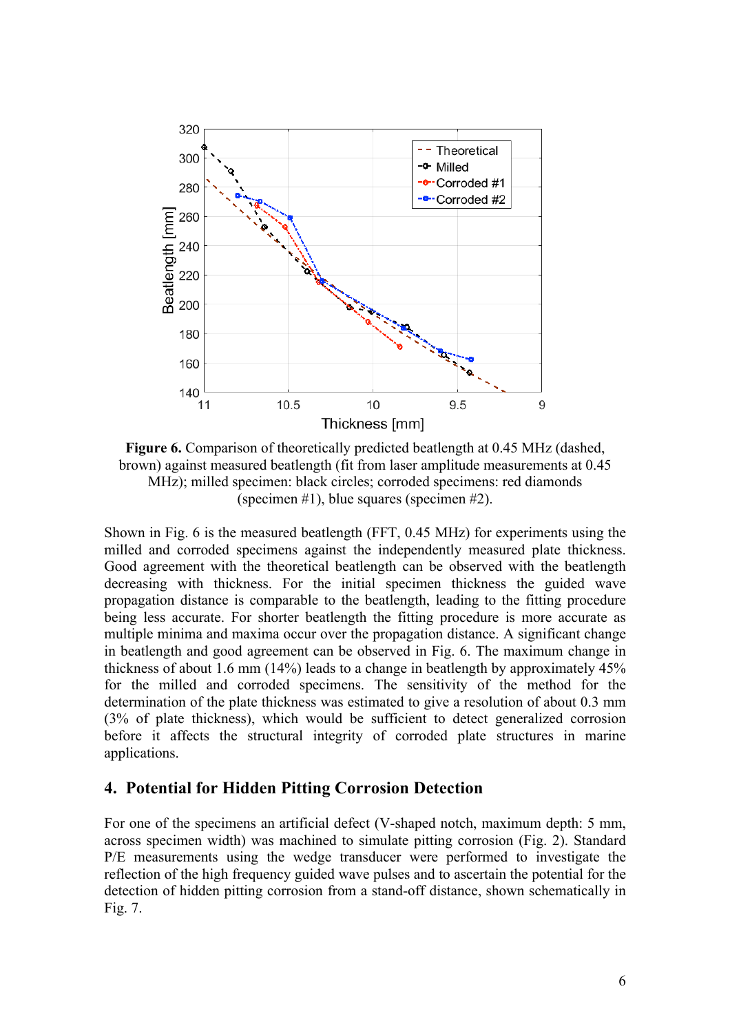Figure 6. Comparison of theoretically predicted beatlength at 0.45 MHz (dashed, brown) against measured beatlength (fit from laser amplitude measurements at 0.45 MHz); milled specimen: black circles; corroded specimens: red diamonds (specimen #1), blue squares (specimen #2).

Shown in Fig. 6 is the measured beatlength (FFT, 0.45 MHz) for experiments using the milled and corroded specimens against the independently measured plate thickness. Good agreement with the theoretical beatlength can be observed with the beatlength decreasing with thickness. For the initial specimen thickness the guided wave propagation distance is comparable to the beatlength, leading to the fitting procedure being less accurate. For shorter beatlength the fitting procedure is more accurate as multiple minima and maxima occur over the propagation distance. A significant change in beatlength and good agreement can be observed in Fig. 6. The maximum change in thickness of about 1.6 mm (14%) leads to a change in beatlength by approximately 45% for the milled and corroded specimens. The sensitivity of the method for the determination of the plate thickness was estimated to give a resolution of about 0.3 mm (3% of plate thickness), which would be sufficient to detect generalized corrosion before it affects the structural integrity of corroded plate structures in marine applications.

## 4. Potential for Hidden Pitting Corrosion Detection

For one of the specimens an artificial defect (V-shaped notch, maximum depth: 5 mm, across specimen width) was machined to simulate pitting corrosion (Fig. 2). Standard P/E measurements using the wedge transducer were performed to investigate the reflection of the high frequency guided wave pulses and to ascertain the potential for the detection of hidden pitting corrosion from a stand-off distance, shown schematically in Fig. 7.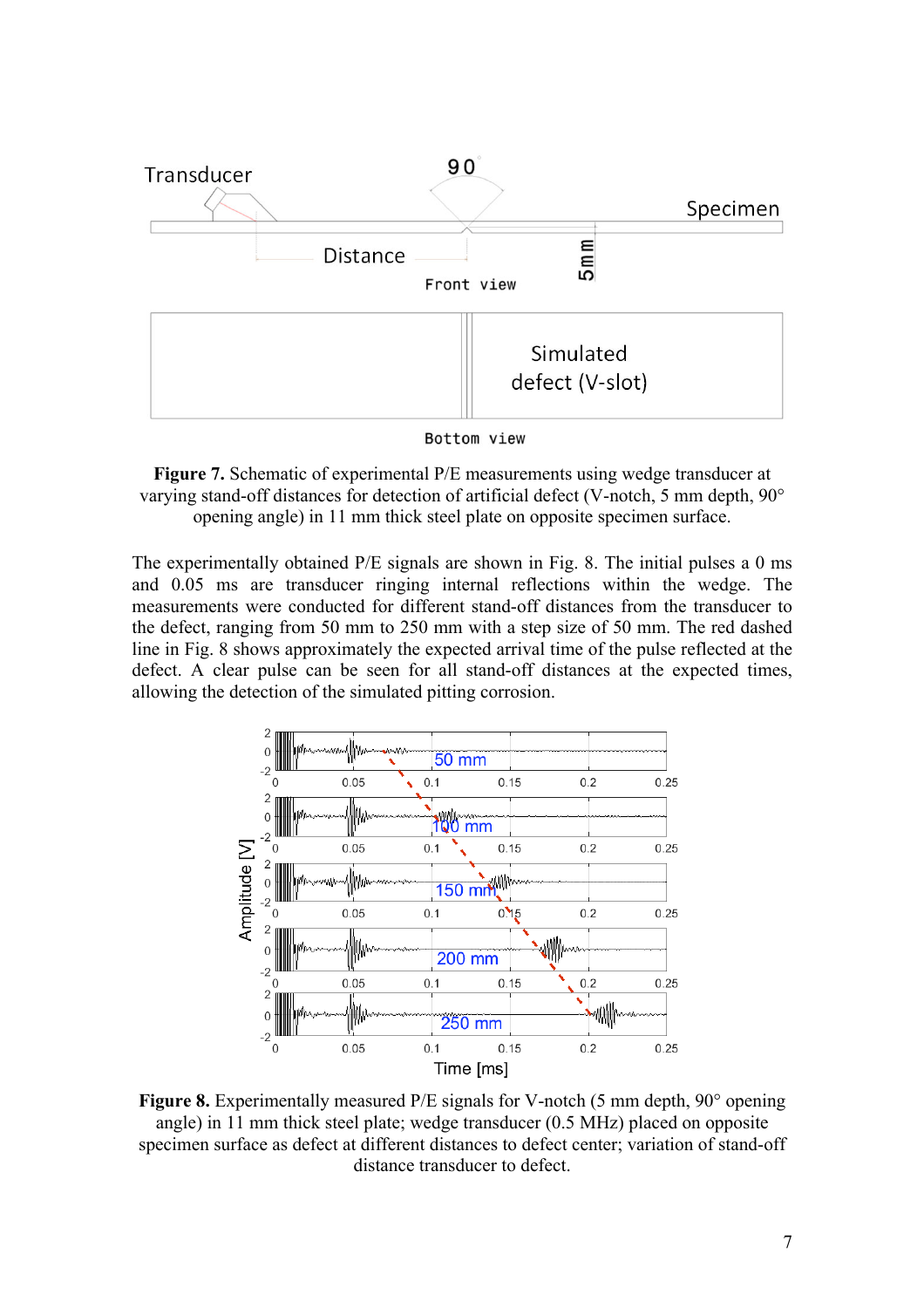**Figure 7.** Schematic of experimental P/E measurements using wedge transducer at varying stand-off distances for detection of artificial defect (V-notch, 5 mm depth, 90° opening angle) in 11 mm thick steel plate on opposite specimen surface.

The experimentally obtained P/E signals are shown in Fig. 8. The initial pulses a 0 ms and 0.05 ms are transducer ringing internal reflections within the wedge. The measurements were conducted for different stand-off distances from the transducer to the defect, ranging from 50 mm to 250 mm with a step size of 50 mm. The red dashed line in Fig. 8 shows approximately the expected arrival time of the pulse reflected at the defect. A clear pulse can be seen for all stand-off distances at the expected times, allowing the detection of the simulated pitting corrosion.

**Figure 8.** Experimentally measured P/E signals for V-notch (5 mm depth, 90° opening angle) in 11 mm thick steel plate; wedge transducer (0.5 MHz) placed on opposite specimen surface as defect at different distances to defect center; variation of stand-off distance transducer to defect.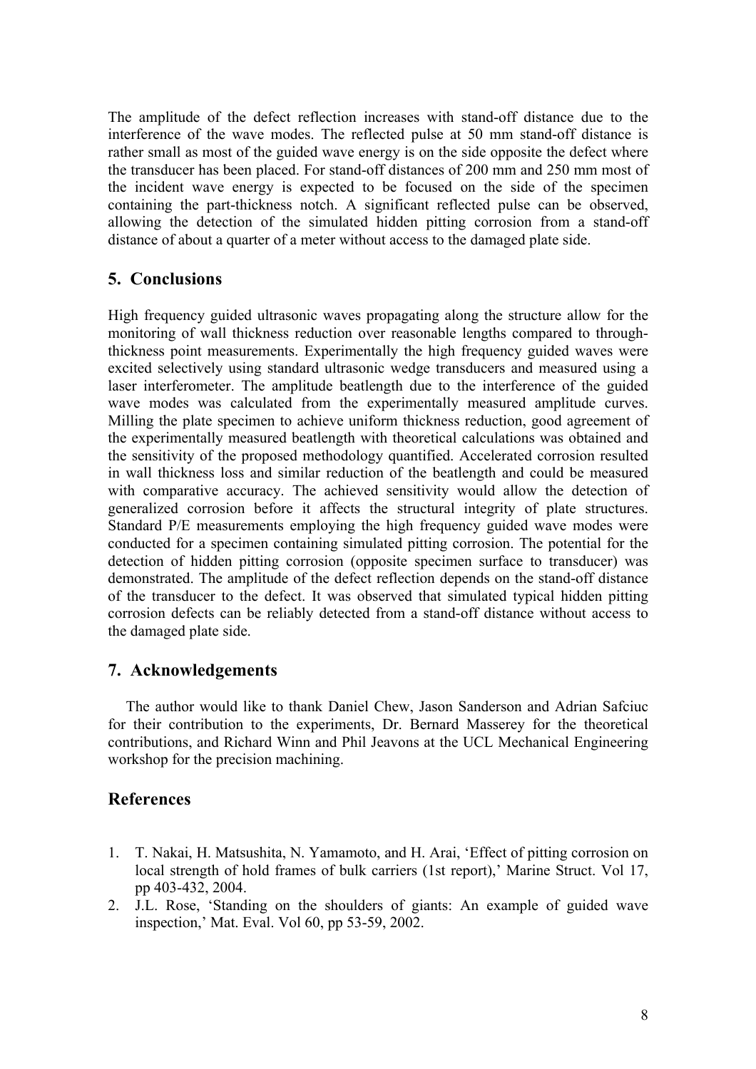The amplitude of the defect reflection increases with stand-off distance due to the interference of the wave modes. The reflected pulse at 50 mm stand-off distance is rather small as most of the guided wave energy is on the side opposite the defect where the transducer has been placed. For stand-off distances of 200 mm and 250 mm most of the incident wave energy is expected to be focused on the side of the specimen containing the part-thickness notch. A significant reflected pulse can be observed, allowing the detection of the simulated hidden pitting corrosion from a stand-off distance of about a quarter of a meter without access to the damaged plate side.

## 5. Conclusions

High frequency guided ultrasonic waves propagating along the structure allow for the monitoring of wall thickness reduction over reasonable lengths compared to through-thickness point measurements. Experimentally the high frequency guided waves were excited selectively using standard ultrasonic wedge transducers and measured using a laser interferometer. The amplitude beatlength due to the interference of the guided wave modes was calculated from the experimentally measured amplitude curves. Milling the plate specimen to achieve uniform thickness reduction, good agreement of the experimentally measured beatlength with theoretical calculations was obtained and the sensitivity of the proposed methodology quantified. Accelerated corrosion resulted in wall thickness loss and similar reduction of the beatlength and could be measured with comparative accuracy. The achieved sensitivity would allow the detection of generalized corrosion before it affects the structural integrity of plate structures. Standard P/E measurements employing the high frequency guided wave modes were conducted for a specimen containing simulated pitting corrosion. The potential for the detection of hidden pitting corrosion (opposite specimen surface to transducer) was demonstrated. The amplitude of the defect reflection depends on the stand-off distance of the transducer to the defect. It was observed that simulated typical hidden pitting corrosion defects can be reliably detected from a stand-off distance without access to the damaged plate side.

## 7. Acknowledgements

The author would like to thank Daniel Chew, Jason Sanderson and Adrian Safciuc for their contribution to the experiments, Dr. Bernard Masserey for the theoretical contributions, and Richard Winn and Phil Jeavons at the UCL Mechanical Engineering workshop for the precision machining.

## References

1. T. Nakai, H. Matsushita, N. Yamamoto, and H. Arai, 'Effect of pitting corrosion on local strength of hold frames of bulk carriers (1st report),' Marine Struct. Vol 17, pp 403-432, 2004.
2. J.L. Rose, 'Standing on the shoulders of giants: An example of guided wave inspection,' Mat. Eval. Vol 60, pp 53-59, 2002.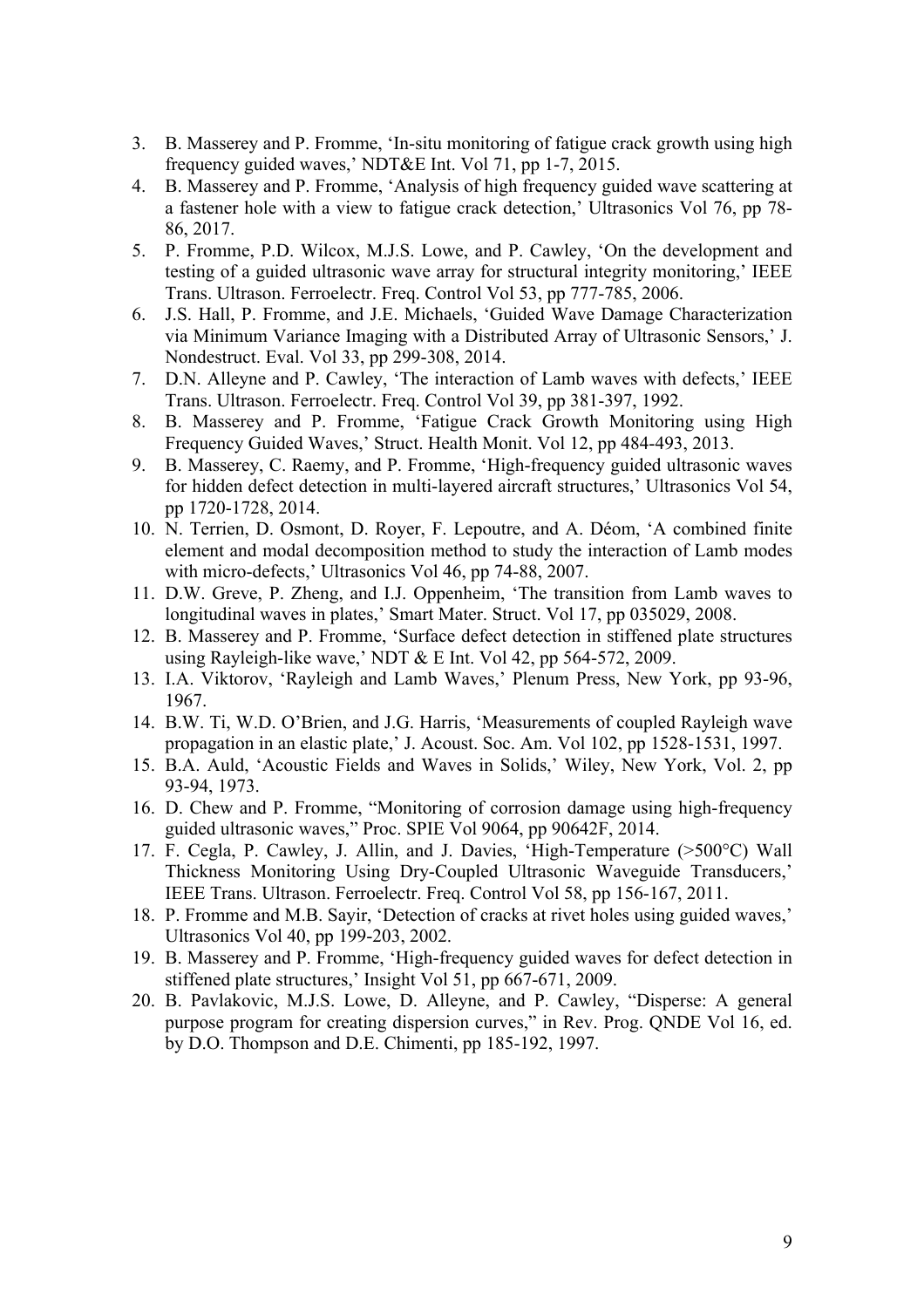3. B. Masserey and P. Fromme, 'In-situ monitoring of fatigue crack growth using high frequency guided waves,' NDT&E Int. Vol 71, pp 1-7, 2015.
4. B. Masserey and P. Fromme, 'Analysis of high frequency guided wave scattering at a fastener hole with a view to fatigue crack detection,' Ultrasonics Vol 76, pp 78-86, 2017.
5. P. Fromme, P.D. Wilcox, M.J.S. Lowe, and P. Cawley, 'On the development and testing of a guided ultrasonic wave array for structural integrity monitoring,' IEEE Trans. Ultrason. Ferroelectr. Freq. Control Vol 53, pp 777-785, 2006.
6. J.S. Hall, P. Fromme, and J.E. Michaels, 'Guided Wave Damage Characterization via Minimum Variance Imaging with a Distributed Array of Ultrasonic Sensors,' J. Nondestruct. Eval. Vol 33, pp 299-308, 2014.
7. D.N. Alleyne and P. Cawley, 'The interaction of Lamb waves with defects,' IEEE Trans. Ultrason. Ferroelectr. Freq. Control Vol 39, pp 381-397, 1992.
8. B. Masserey and P. Fromme, 'Fatigue Crack Growth Monitoring using High Frequency Guided Waves,' Struct. Health Monit. Vol 12, pp 484-493, 2013.
9. B. Masserey, C. Raemy, and P. Fromme, 'High-frequency guided ultrasonic waves for hidden defect detection in multi-layered aircraft structures,' Ultrasonics Vol 54, pp 1720-1728, 2014.
10. N. Terrien, D. Osmont, D. Royer, F. Lepoutre, and A. Déom, 'A combined finite element and modal decomposition method to study the interaction of Lamb modes with micro-defects,' Ultrasonics Vol 46, pp 74-88, 2007.
11. D.W. Greve, P. Zheng, and I.J. Oppenheim, 'The transition from Lamb waves to longitudinal waves in plates,' Smart Mater. Struct. Vol 17, pp 035029, 2008.
12. B. Masserey and P. Fromme, 'Surface defect detection in stiffened plate structures using Rayleigh-like wave,' NDT & E Int. Vol 42, pp 564-572, 2009.
13. I.A. Viktorov, 'Rayleigh and Lamb Waves,' Plenum Press, New York, pp 93-96, 1967.
14. B.W. Ti, W.D. O'Brien, and J.G. Harris, 'Measurements of coupled Rayleigh wave propagation in an elastic plate,' J. Acoust. Soc. Am. Vol 102, pp 1528-1531, 1997.
15. B.A. Auld, 'Acoustic Fields and Waves in Solids,' Wiley, New York, Vol. 2, pp 93-94, 1973.
16. D. Chew and P. Fromme, "Monitoring of corrosion damage using high-frequency guided ultrasonic waves," Proc. SPIE Vol 9064, pp 90642F, 2014.
17. F. Cegla, P. Cawley, J. Allin, and J. Davies, 'High-Temperature (>500°C) Wall Thickness Monitoring Using Dry-Coupled Ultrasonic Waveguide Transducers,' IEEE Trans. Ultrason. Ferroelectr. Freq. Control Vol 58, pp 156-167, 2011.
18. P. Fromme and M.B. Sayir, 'Detection of cracks at rivet holes using guided waves,' Ultrasonics Vol 40, pp 199-203, 2002.
19. B. Masserey and P. Fromme, 'High-frequency guided waves for defect detection in stiffened plate structures,' Insight Vol 51, pp 667-671, 2009.
20. B. Pavlakovic, M.J.S. Lowe, D. Alleyne, and P. Cawley, "Disperse: A general purpose program for creating dispersion curves," in Rev. Prog. QNDE Vol 16, ed. by D.O. Thompson and D.E. Chimenti, pp 185-192, 1997.